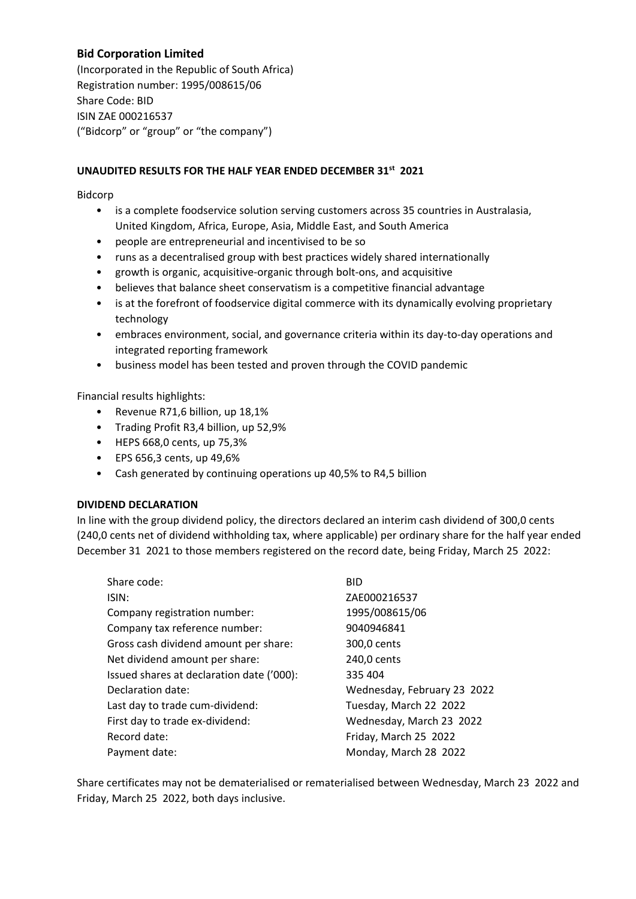## Bid Corporation Limited

(Incorporated in the Republic of South Africa)
Registration number: 1995/008615/06
Share Code: BID
ISIN ZAE 000216537
("Bidcorp" or "group" or "the company")

### UNAUDITED RESULTS FOR THE HALF YEAR ENDED DECEMBER 31st 2021

Bidcorp

- is a complete foodservice solution serving customers across 35 countries in Australasia, United Kingdom, Africa, Europe, Asia, Middle East, and South America
- people are entrepreneurial and incentivised to be so
- runs as a decentralised group with best practices widely shared internationally
- growth is organic, acquisitive-organic through bolt-ons, and acquisitive
- believes that balance sheet conservatism is a competitive financial advantage
- is at the forefront of foodservice digital commerce with its dynamically evolving proprietary technology
- embraces environment, social, and governance criteria within its day-to-day operations and integrated reporting framework
- business model has been tested and proven through the COVID pandemic

Financial results highlights:

- Revenue R71,6 billion, up 18,1%
- Trading Profit R3,4 billion, up 52,9%
- HEPS 668,0 cents, up 75,3%
- EPS 656,3 cents, up 49,6%
- Cash generated by continuing operations up 40,5% to R4,5 billion

### DIVIDEND DECLARATION

In line with the group dividend policy, the directors declared an interim cash dividend of 300,0 cents (240,0 cents net of dividend withholding tax, where applicable) per ordinary share for the half year ended December 31 2021 to those members registered on the record date, being Friday, March 25 2022:

| | |
|---|---|
| Share code: | BID |
| ISIN: | ZAE000216537 |
| Company registration number: | 1995/008615/06 |
| Company tax reference number: | 9040946841 |
| Gross cash dividend amount per share: | 300,0 cents |
| Net dividend amount per share: | 240,0 cents |
| Issued shares at declaration date ('000): | 335 404 |
| Declaration date: | Wednesday, February 23 2022 |
| Last day to trade cum-dividend: | Tuesday, March 22 2022 |
| First day to trade ex-dividend: | Wednesday, March 23 2022 |
| Record date: | Friday, March 25 2022 |
| Payment date: | Monday, March 28 2022 |

Share certificates may not be dematerialised or rematerialised between Wednesday, March 23 2022 and Friday, March 25 2022, both days inclusive.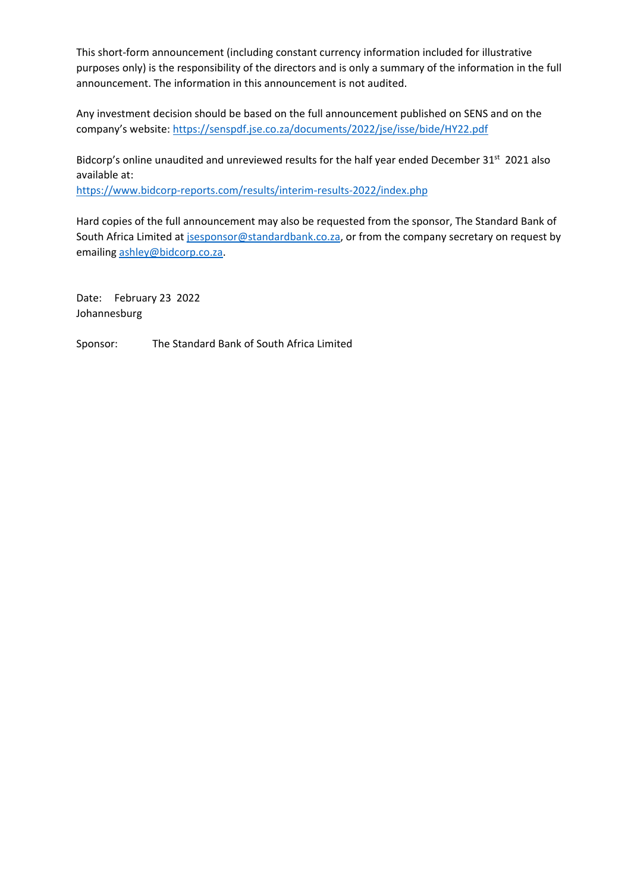This short-form announcement (including constant currency information included for illustrative purposes only) is the responsibility of the directors and is only a summary of the information in the full announcement. The information in this announcement is not audited.

Any investment decision should be based on the full announcement published on SENS and on the company's website: https://senspdf.jse.co.za/documents/2022/jse/isse/bide/HY22.pdf

Bidcorp's online unaudited and unreviewed results for the half year ended December 31st 2021 also available at:
https://www.bidcorp-reports.com/results/interim-results-2022/index.php

Hard copies of the full announcement may also be requested from the sponsor, The Standard Bank of South Africa Limited at jsesponsor@standardbank.co.za, or from the company secretary on request by emailing ashley@bidcorp.co.za.

Date: February 23 2022
Johannesburg

Sponsor: The Standard Bank of South Africa Limited